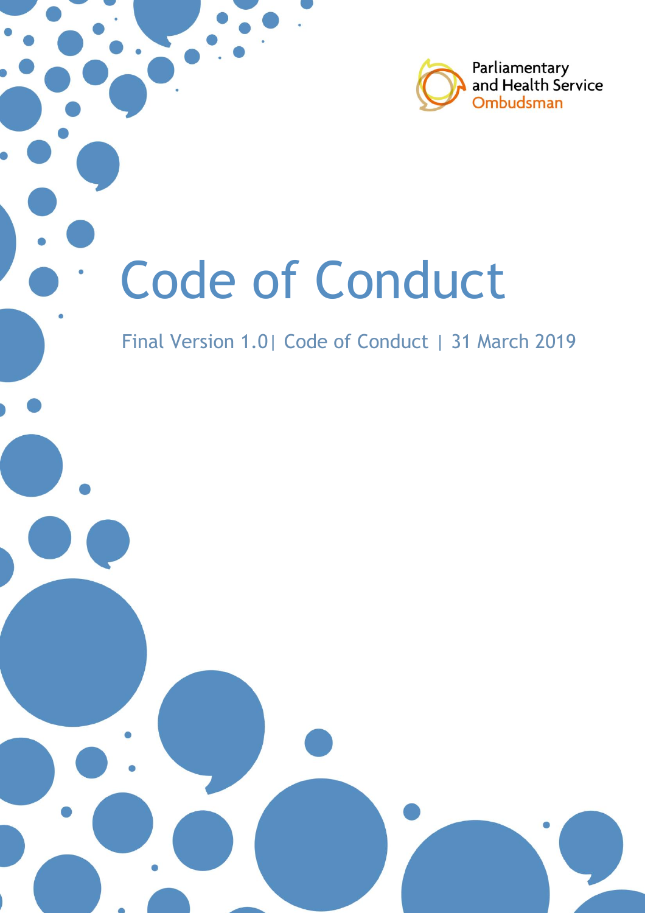Parliamentary and Health Service Ombudsman

# Code of Conduct

Final Version 1.0| Code of Conduct | 31 March 2019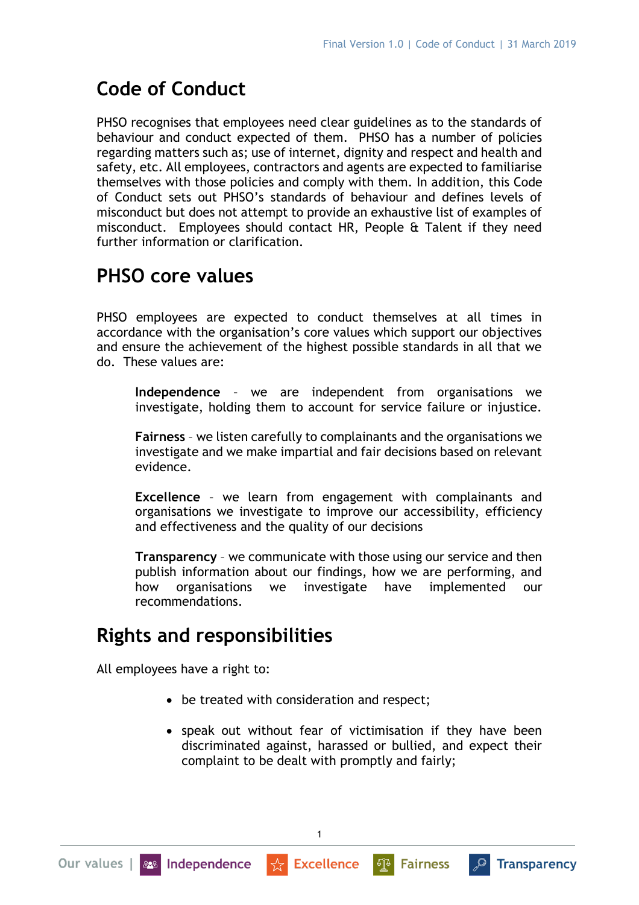# Code of Conduct

PHSO recognises that employees need clear guidelines as to the standards of behaviour and conduct expected of them. PHSO has a number of policies regarding matters such as; use of internet, dignity and respect and health and safety, etc. All employees, contractors and agents are expected to familiarise themselves with those policies and comply with them. In addition, this Code of Conduct sets out PHSO's standards of behaviour and defines levels of misconduct but does not attempt to provide an exhaustive list of examples of misconduct. Employees should contact HR, People & Talent if they need further information or clarification.

# PHSO core values

PHSO employees are expected to conduct themselves at all times in accordance with the organisation's core values which support our objectives and ensure the achievement of the highest possible standards in all that we do. These values are:

> **Independence** – we are independent from organisations we investigate, holding them to account for service failure or injustice.
>
> **Fairness** – we listen carefully to complainants and the organisations we investigate and we make impartial and fair decisions based on relevant evidence.
>
> **Excellence** – we learn from engagement with complainants and organisations we investigate to improve our accessibility, efficiency and effectiveness and the quality of our decisions
>
> **Transparency** – we communicate with those using our service and then publish information about our findings, how we are performing, and how organisations we investigate have implemented our recommendations.

# Rights and responsibilities

All employees have a right to:

- be treated with consideration and respect;
- speak out without fear of victimisation if they have been discriminated against, harassed or bullied, and expect their complaint to be dealt with promptly and fairly;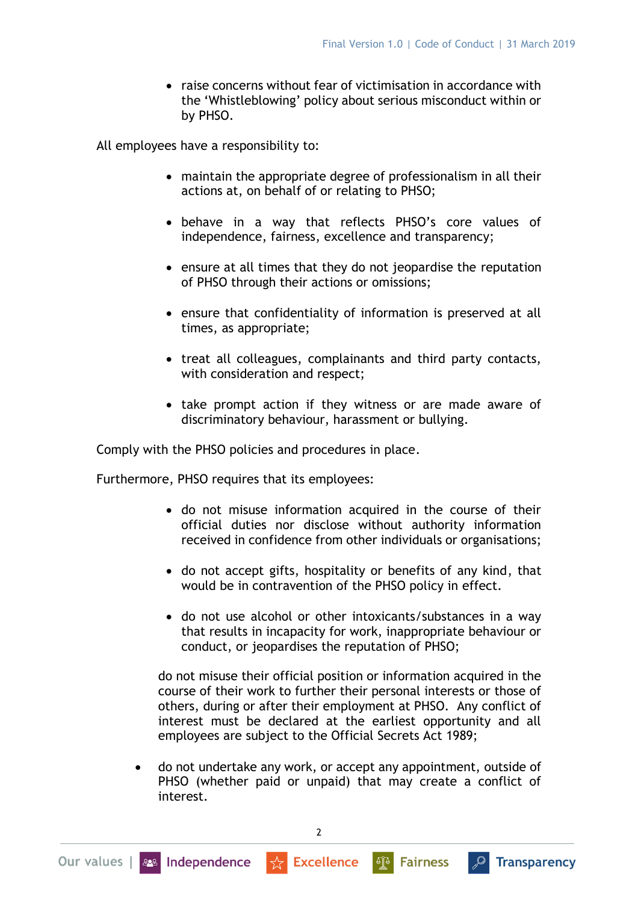- raise concerns without fear of victimisation in accordance with the 'Whistleblowing' policy about serious misconduct within or by PHSO.

All employees have a responsibility to:

- maintain the appropriate degree of professionalism in all their actions at, on behalf of or relating to PHSO;
- behave in a way that reflects PHSO's core values of independence, fairness, excellence and transparency;
- ensure at all times that they do not jeopardise the reputation of PHSO through their actions or omissions;
- ensure that confidentiality of information is preserved at all times, as appropriate;
- treat all colleagues, complainants and third party contacts, with consideration and respect;
- take prompt action if they witness or are made aware of discriminatory behaviour, harassment or bullying.

Comply with the PHSO policies and procedures in place.

Furthermore, PHSO requires that its employees:

- do not misuse information acquired in the course of their official duties nor disclose without authority information received in confidence from other individuals or organisations;
- do not accept gifts, hospitality or benefits of any kind, that would be in contravention of the PHSO policy in effect.
- do not use alcohol or other intoxicants/substances in a way that results in incapacity for work, inappropriate behaviour or conduct, or jeopardises the reputation of PHSO;

  do not misuse their official position or information acquired in the course of their work to further their personal interests or those of others, during or after their employment at PHSO. Any conflict of interest must be declared at the earliest opportunity and all employees are subject to the Official Secrets Act 1989;

- do not undertake any work, or accept any appointment, outside of PHSO (whether paid or unpaid) that may create a conflict of interest.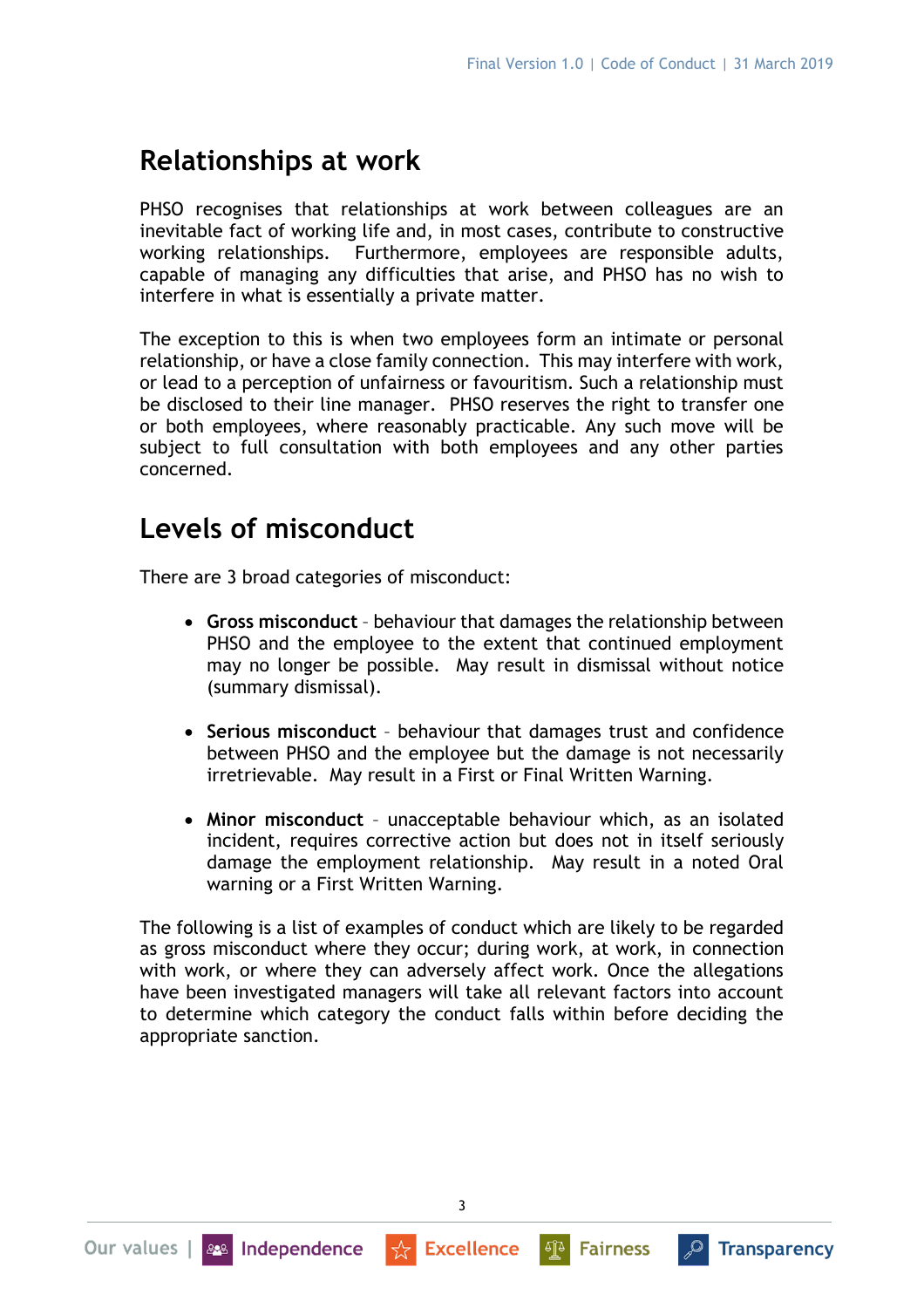## Relationships at work

PHSO recognises that relationships at work between colleagues are an inevitable fact of working life and, in most cases, contribute to constructive working relationships. Furthermore, employees are responsible adults, capable of managing any difficulties that arise, and PHSO has no wish to interfere in what is essentially a private matter.

The exception to this is when two employees form an intimate or personal relationship, or have a close family connection. This may interfere with work, or lead to a perception of unfairness or favouritism. Such a relationship must be disclosed to their line manager. PHSO reserves the right to transfer one or both employees, where reasonably practicable. Any such move will be subject to full consultation with both employees and any other parties concerned.

## Levels of misconduct

There are 3 broad categories of misconduct:

- **Gross misconduct** – behaviour that damages the relationship between PHSO and the employee to the extent that continued employment may no longer be possible. May result in dismissal without notice (summary dismissal).

- **Serious misconduct** – behaviour that damages trust and confidence between PHSO and the employee but the damage is not necessarily irretrievable. May result in a First or Final Written Warning.

- **Minor misconduct** – unacceptable behaviour which, as an isolated incident, requires corrective action but does not in itself seriously damage the employment relationship. May result in a noted Oral warning or a First Written Warning.

The following is a list of examples of conduct which are likely to be regarded as gross misconduct where they occur; during work, at work, in connection with work, or where they can adversely affect work. Once the allegations have been investigated managers will take all relevant factors into account to determine which category the conduct falls within before deciding the appropriate sanction.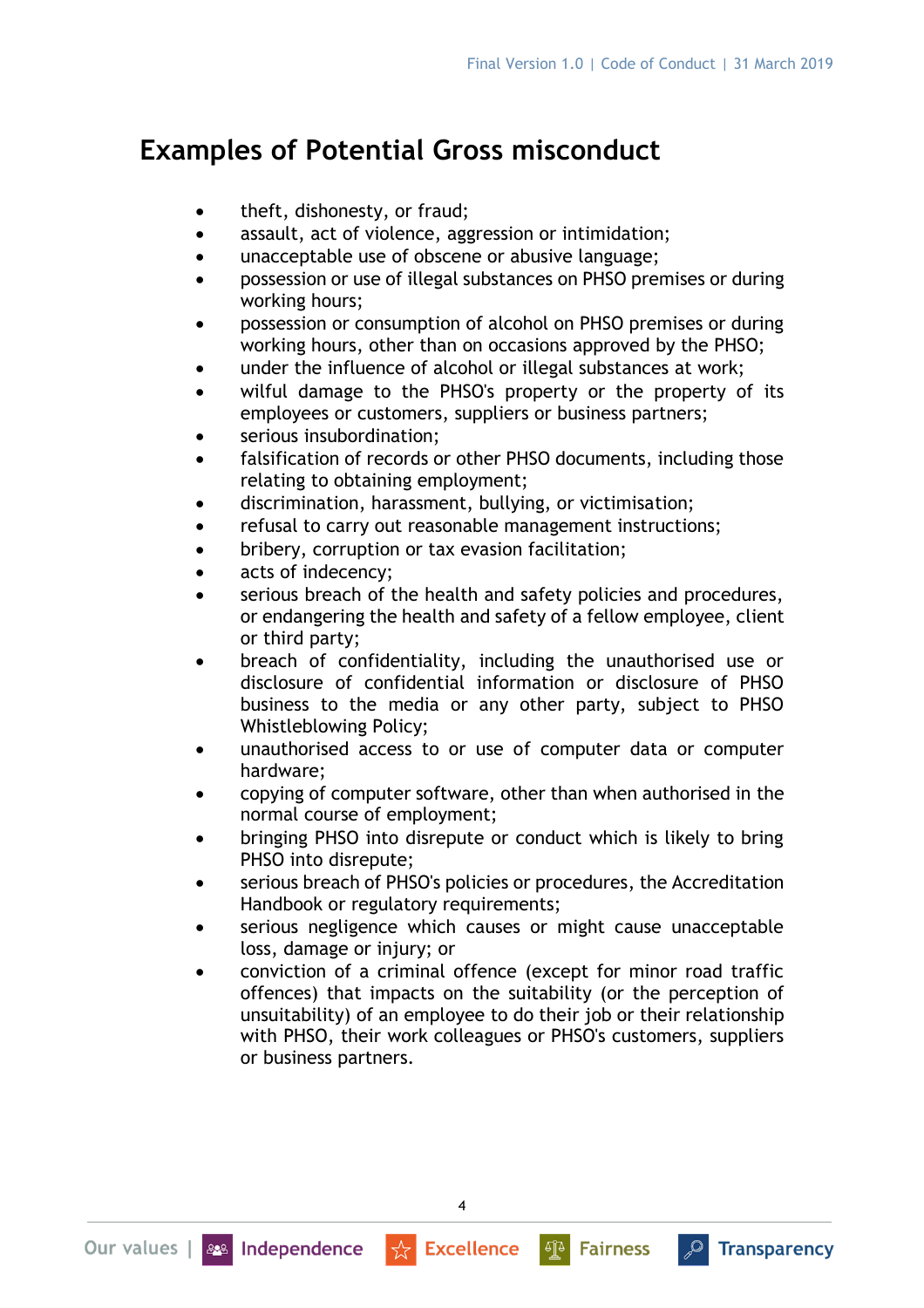## Examples of Potential Gross misconduct

- theft, dishonesty, or fraud;
- assault, act of violence, aggression or intimidation;
- unacceptable use of obscene or abusive language;
- possession or use of illegal substances on PHSO premises or during working hours;
- possession or consumption of alcohol on PHSO premises or during working hours, other than on occasions approved by the PHSO;
- under the influence of alcohol or illegal substances at work;
- wilful damage to the PHSO's property or the property of its employees or customers, suppliers or business partners;
- serious insubordination;
- falsification of records or other PHSO documents, including those relating to obtaining employment;
- discrimination, harassment, bullying, or victimisation;
- refusal to carry out reasonable management instructions;
- bribery, corruption or tax evasion facilitation;
- acts of indecency;
- serious breach of the health and safety policies and procedures, or endangering the health and safety of a fellow employee, client or third party;
- breach of confidentiality, including the unauthorised use or disclosure of confidential information or disclosure of PHSO business to the media or any other party, subject to PHSO Whistleblowing Policy;
- unauthorised access to or use of computer data or computer hardware;
- copying of computer software, other than when authorised in the normal course of employment;
- bringing PHSO into disrepute or conduct which is likely to bring PHSO into disrepute;
- serious breach of PHSO's policies or procedures, the Accreditation Handbook or regulatory requirements;
- serious negligence which causes or might cause unacceptable loss, damage or injury; or
- conviction of a criminal offence (except for minor road traffic offences) that impacts on the suitability (or the perception of unsuitability) of an employee to do their job or their relationship with PHSO, their work colleagues or PHSO's customers, suppliers or business partners.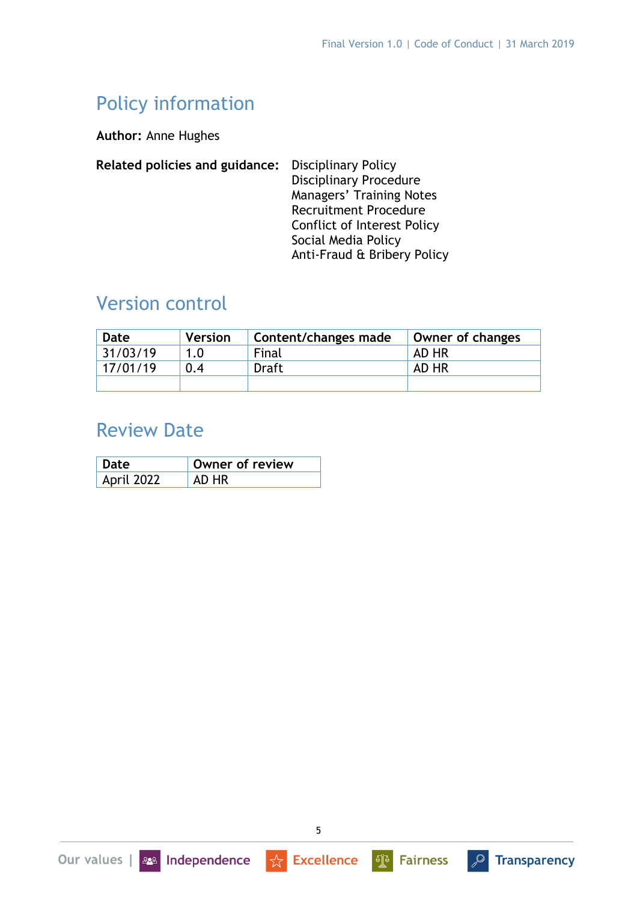## Policy information

**Author:** Anne Hughes

**Related policies and guidance:**
- Disciplinary Policy
- Disciplinary Procedure
- Managers' Training Notes
- Recruitment Procedure
- Conflict of Interest Policy
- Social Media Policy
- Anti-Fraud & Bribery Policy

## Version control

| Date | Version | Content/changes made | Owner of changes |
|---|---|---|---|
| 31/03/19 | 1.0 | Final | AD HR |
| 17/01/19 | 0.4 | Draft | AD HR |
| | | | |

## Review Date

| Date | Owner of review |
|---|---|
| April 2022 | AD HR |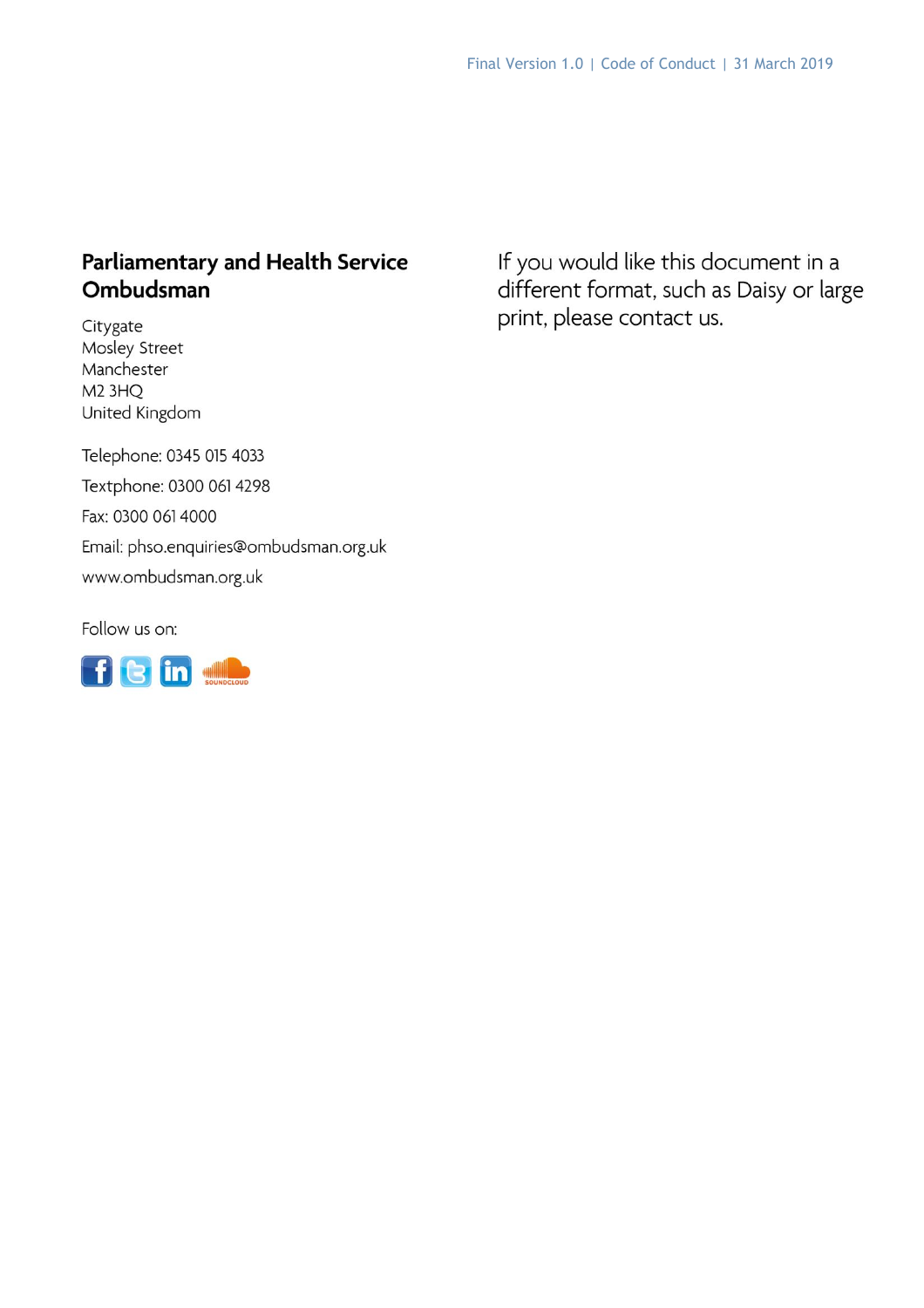**Parliamentary and Health Service Ombudsman**

Citygate
Mosley Street
Manchester
M2 3HQ
United Kingdom

Telephone: 0345 015 4033

Textphone: 0300 061 4298

Fax: 0300 061 4000

Email: phso.enquiries@ombudsman.org.uk

www.ombudsman.org.uk

Follow us on:

If you would like this document in a different format, such as Daisy or large print, please contact us.